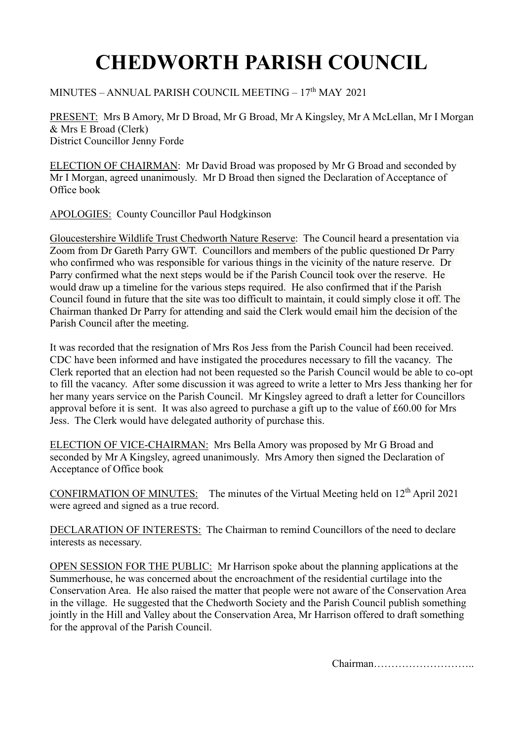# CHEDWORTH PARISH COUNCIL

MINUTES – ANNUAL PARISH COUNCIL MEETING – 17th MAY 2021

PRESENT: Mrs B Amory, Mr D Broad, Mr G Broad, Mr A Kingsley, Mr A McLellan, Mr I Morgan & Mrs E Broad (Clerk)
District Councillor Jenny Forde

ELECTION OF CHAIRMAN: Mr David Broad was proposed by Mr G Broad and seconded by Mr I Morgan, agreed unanimously. Mr D Broad then signed the Declaration of Acceptance of Office book

APOLOGIES: County Councillor Paul Hodgkinson

Gloucestershire Wildlife Trust Chedworth Nature Reserve: The Council heard a presentation via Zoom from Dr Gareth Parry GWT. Councillors and members of the public questioned Dr Parry who confirmed who was responsible for various things in the vicinity of the nature reserve. Dr Parry confirmed what the next steps would be if the Parish Council took over the reserve. He would draw up a timeline for the various steps required. He also confirmed that if the Parish Council found in future that the site was too difficult to maintain, it could simply close it off. The Chairman thanked Dr Parry for attending and said the Clerk would email him the decision of the Parish Council after the meeting.

It was recorded that the resignation of Mrs Ros Jess from the Parish Council had been received. CDC have been informed and have instigated the procedures necessary to fill the vacancy. The Clerk reported that an election had not been requested so the Parish Council would be able to co-opt to fill the vacancy. After some discussion it was agreed to write a letter to Mrs Jess thanking her for her many years service on the Parish Council. Mr Kingsley agreed to draft a letter for Councillors approval before it is sent. It was also agreed to purchase a gift up to the value of £60.00 for Mrs Jess. The Clerk would have delegated authority of purchase this.

ELECTION OF VICE-CHAIRMAN: Mrs Bella Amory was proposed by Mr G Broad and seconded by Mr A Kingsley, agreed unanimously. Mrs Amory then signed the Declaration of Acceptance of Office book

CONFIRMATION OF MINUTES: The minutes of the Virtual Meeting held on 12th April 2021 were agreed and signed as a true record.

DECLARATION OF INTERESTS: The Chairman to remind Councillors of the need to declare interests as necessary.

OPEN SESSION FOR THE PUBLIC: Mr Harrison spoke about the planning applications at the Summerhouse, he was concerned about the encroachment of the residential curtilage into the Conservation Area. He also raised the matter that people were not aware of the Conservation Area in the village. He suggested that the Chedworth Society and the Parish Council publish something jointly in the Hill and Valley about the Conservation Area, Mr Harrison offered to draft something for the approval of the Parish Council.

Chairman………………………..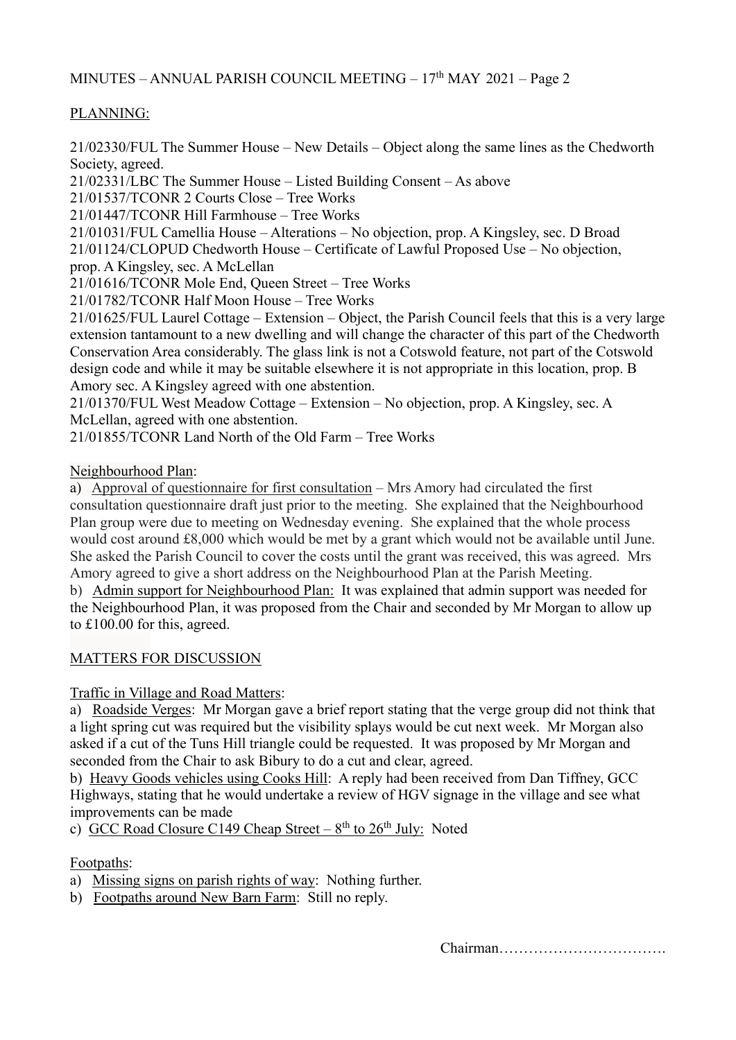PLANNING:

21/02330/FUL The Summer House – New Details – Object along the same lines as the Chedworth Society, agreed.
21/02331/LBC The Summer House – Listed Building Consent – As above
21/01537/TCONR 2 Courts Close – Tree Works
21/01447/TCONR Hill Farmhouse – Tree Works
21/01031/FUL Camellia House – Alterations – No objection, prop. A Kingsley, sec. D Broad
21/01124/CLOPUD Chedworth House – Certificate of Lawful Proposed Use – No objection, prop. A Kingsley, sec. A McLellan
21/01616/TCONR Mole End, Queen Street – Tree Works
21/01782/TCONR Half Moon House – Tree Works
21/01625/FUL Laurel Cottage – Extension – Object, the Parish Council feels that this is a very large extension tantamount to a new dwelling and will change the character of this part of the Chedworth Conservation Area considerably. The glass link is not a Cotswold feature, not part of the Cotswold design code and while it may be suitable elsewhere it is not appropriate in this location, prop. B Amory sec. A Kingsley agreed with one abstention.
21/01370/FUL West Meadow Cottage – Extension – No objection, prop. A Kingsley, sec. A McLellan, agreed with one abstention.
21/01855/TCONR Land North of the Old Farm – Tree Works

Neighbourhood Plan:

a) Approval of questionnaire for first consultation – Mrs Amory had circulated the first consultation questionnaire draft just prior to the meeting. She explained that the Neighbourhood Plan group were due to meeting on Wednesday evening. She explained that the whole process would cost around £8,000 which would be met by a grant which would not be available until June. She asked the Parish Council to cover the costs until the grant was received, this was agreed. Mrs Amory agreed to give a short address on the Neighbourhood Plan at the Parish Meeting.
b) Admin support for Neighbourhood Plan: It was explained that admin support was needed for the Neighbourhood Plan, it was proposed from the Chair and seconded by Mr Morgan to allow up to £100.00 for this, agreed.

MATTERS FOR DISCUSSION

Traffic in Village and Road Matters:

a) Roadside Verges: Mr Morgan gave a brief report stating that the verge group did not think that a light spring cut was required but the visibility splays would be cut next week. Mr Morgan also asked if a cut of the Tuns Hill triangle could be requested. It was proposed by Mr Morgan and seconded from the Chair to ask Bibury to do a cut and clear, agreed.
b) Heavy Goods vehicles using Cooks Hill: A reply had been received from Dan Tiffney, GCC Highways, stating that he would undertake a review of HGV signage in the village and see what improvements can be made
c) GCC Road Closure C149 Cheap Street – 8th to 26th July: Noted

Footpaths:

a) Missing signs on parish rights of way: Nothing further.
b) Footpaths around New Barn Farm: Still no reply.

Chairman…………………………….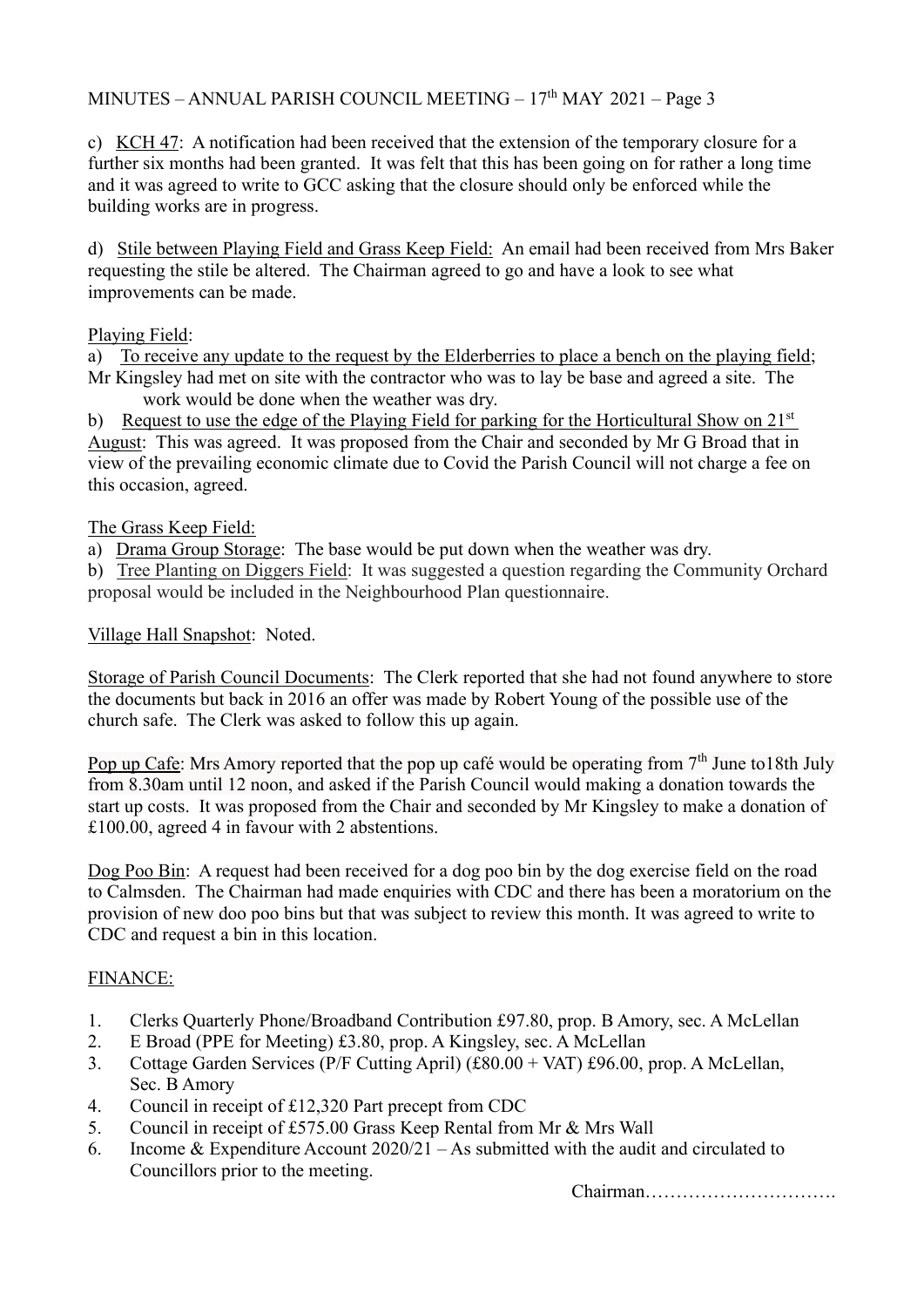c) KCH 47: A notification had been received that the extension of the temporary closure for a further six months had been granted. It was felt that this has been going on for rather a long time and it was agreed to write to GCC asking that the closure should only be enforced while the building works are in progress.

d) Stile between Playing Field and Grass Keep Field: An email had been received from Mrs Baker requesting the stile be altered. The Chairman agreed to go and have a look to see what improvements can be made.

Playing Field:

a) To receive any update to the request by the Elderberries to place a bench on the playing field; Mr Kingsley had met on site with the contractor who was to lay be base and agreed a site. The work would be done when the weather was dry.

b) Request to use the edge of the Playing Field for parking for the Horticultural Show on 21st August: This was agreed. It was proposed from the Chair and seconded by Mr G Broad that in view of the prevailing economic climate due to Covid the Parish Council will not charge a fee on this occasion, agreed.

The Grass Keep Field:

a) Drama Group Storage: The base would be put down when the weather was dry.

b) Tree Planting on Diggers Field: It was suggested a question regarding the Community Orchard proposal would be included in the Neighbourhood Plan questionnaire.

Village Hall Snapshot: Noted.

Storage of Parish Council Documents: The Clerk reported that she had not found anywhere to store the documents but back in 2016 an offer was made by Robert Young of the possible use of the church safe. The Clerk was asked to follow this up again.

Pop up Cafe: Mrs Amory reported that the pop up café would be operating from 7th June to18th July from 8.30am until 12 noon, and asked if the Parish Council would making a donation towards the start up costs. It was proposed from the Chair and seconded by Mr Kingsley to make a donation of £100.00, agreed 4 in favour with 2 abstentions.

Dog Poo Bin: A request had been received for a dog poo bin by the dog exercise field on the road to Calmsden. The Chairman had made enquiries with CDC and there has been a moratorium on the provision of new doo poo bins but that was subject to review this month. It was agreed to write to CDC and request a bin in this location.

FINANCE:

1. Clerks Quarterly Phone/Broadband Contribution £97.80, prop. B Amory, sec. A McLellan
2. E Broad (PPE for Meeting) £3.80, prop. A Kingsley, sec. A McLellan
3. Cottage Garden Services (P/F Cutting April) (£80.00 + VAT) £96.00, prop. A McLellan, Sec. B Amory
4. Council in receipt of £12,320 Part precept from CDC
5. Council in receipt of £575.00 Grass Keep Rental from Mr & Mrs Wall
6. Income & Expenditure Account 2020/21 – As submitted with the audit and circulated to Councillors prior to the meeting.

Chairman………………………….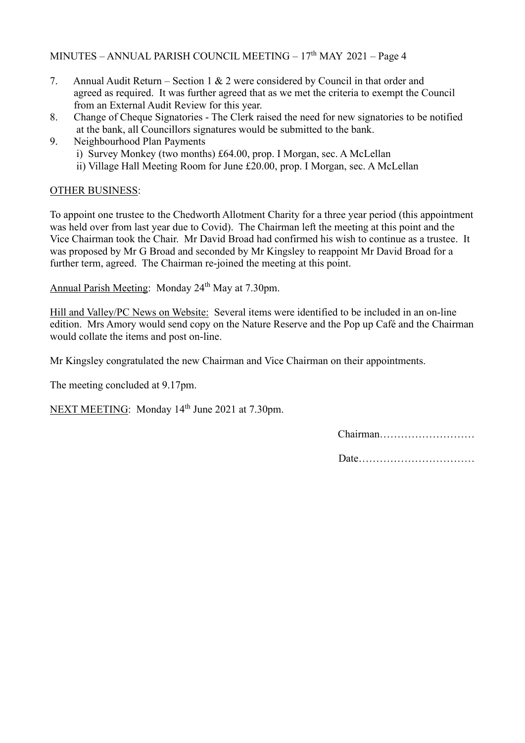7. Annual Audit Return – Section 1 & 2 were considered by Council in that order and agreed as required. It was further agreed that as we met the criteria to exempt the Council from an External Audit Review for this year.
8. Change of Cheque Signatories - The Clerk raised the need for new signatories to be notified at the bank, all Councillors signatures would be submitted to the bank.
9. Neighbourhood Plan Payments
   i) Survey Monkey (two months) £64.00, prop. I Morgan, sec. A McLellan
   ii) Village Hall Meeting Room for June £20.00, prop. I Morgan, sec. A McLellan

OTHER BUSINESS:

To appoint one trustee to the Chedworth Allotment Charity for a three year period (this appointment was held over from last year due to Covid). The Chairman left the meeting at this point and the Vice Chairman took the Chair. Mr David Broad had confirmed his wish to continue as a trustee. It was proposed by Mr G Broad and seconded by Mr Kingsley to reappoint Mr David Broad for a further term, agreed. The Chairman re-joined the meeting at this point.

Annual Parish Meeting: Monday 24th May at 7.30pm.

Hill and Valley/PC News on Website: Several items were identified to be included in an on-line edition. Mrs Amory would send copy on the Nature Reserve and the Pop up Café and the Chairman would collate the items and post on-line.

Mr Kingsley congratulated the new Chairman and Vice Chairman on their appointments.

The meeting concluded at 9.17pm.

NEXT MEETING: Monday 14th June 2021 at 7.30pm.

Chairman………………………

Date……………………………